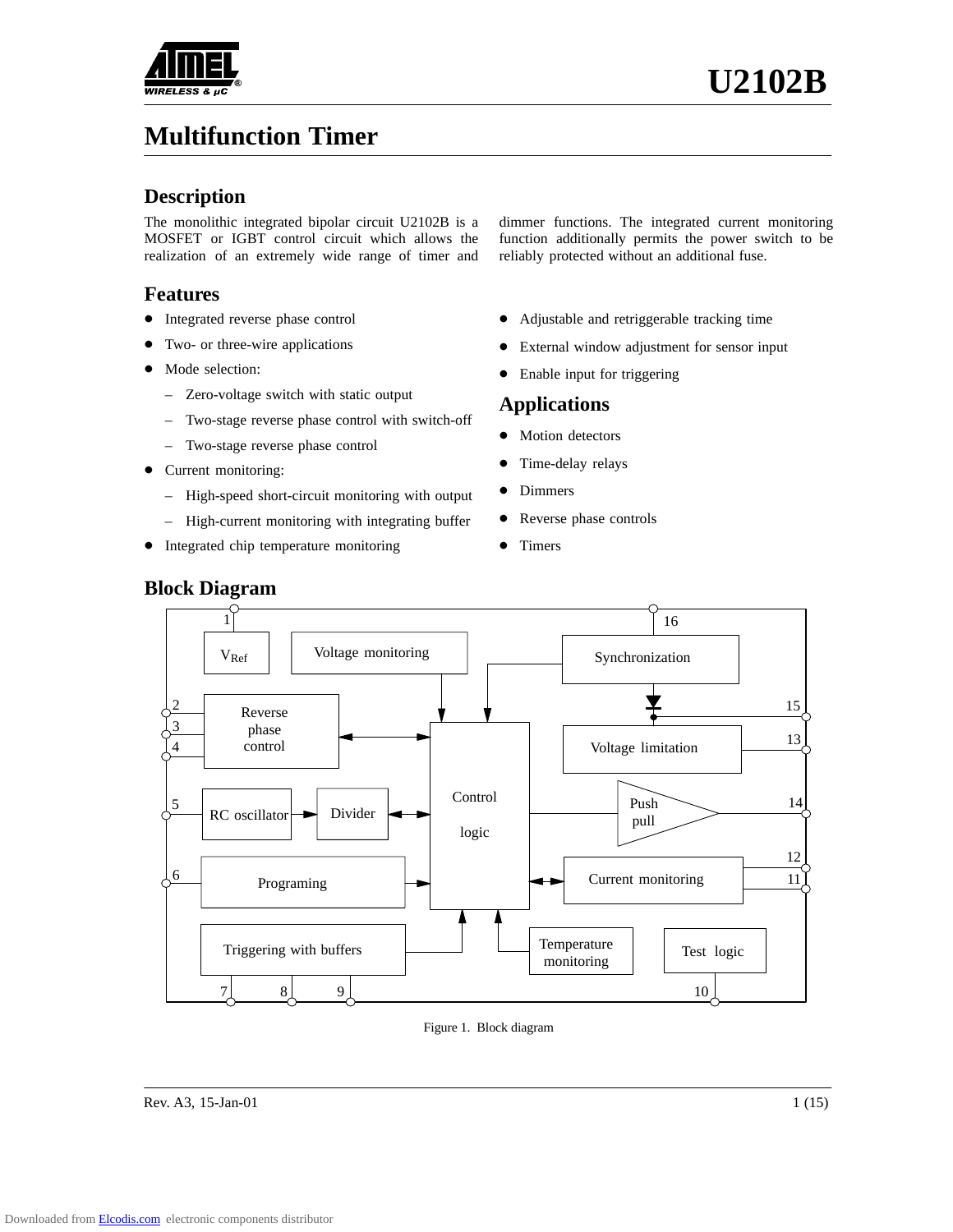# U2102B

## Multifunction Timer

### Description

The monolithic integrated bipolar circuit U2102B is a MOSFET or IGBT control circuit which allows the realization of an extremely wide range of timer and dimmer functions. The integrated current monitoring function additionally permits the power switch to be reliably protected without an additional fuse.

### Features

- Integrated reverse phase control
- Two- or three-wire applications
- Mode selection:
  - Zero-voltage switch with static output
  - Two-stage reverse phase control with switch-off
  - Two-stage reverse phase control
- Current monitoring:
  - High-speed short-circuit monitoring with output
  - High-current monitoring with integrating buffer
- Integrated chip temperature monitoring
- Adjustable and retriggerable tracking time
- External window adjustment for sensor input
- Enable input for triggering

### Applications

- Motion detectors
- Time-delay relays
- Dimmers
- Reverse phase controls
- Timers

### Block Diagram

Figure 1. Block diagram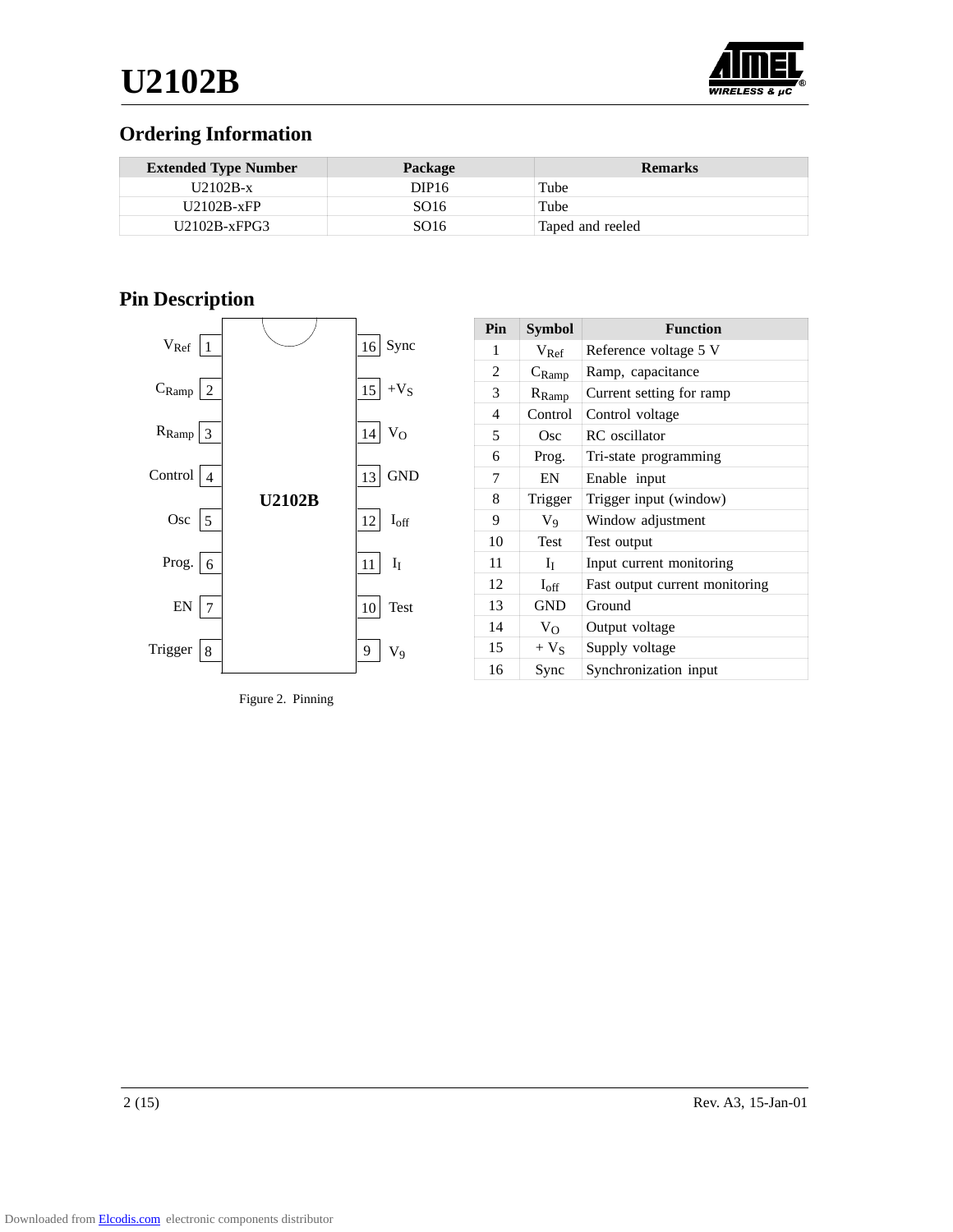## Ordering Information

| Extended Type Number | Package | Remarks |
|---|---|---|
| U2102B-x | DIP16 | Tube |
| U2102B-xFP | SO16 | Tube |
| U2102B-xFPG3 | SO16 | Taped and reeled |

## Pin Description

Figure 2. Pinning

| Pin | Symbol | Function |
|---|---|---|
| 1 | $V_{Ref}$ | Reference voltage 5 V |
| 2 | $C_{Ramp}$ | Ramp, capacitance |
| 3 | $R_{Ramp}$ | Current setting for ramp |
| 4 | Control | Control voltage |
| 5 | Osc | RC oscillator |
| 6 | Prog. | Tri-state programming |
| 7 | EN | Enable input |
| 8 | Trigger | Trigger input (window) |
| 9 | $V_9$ | Window adjustment |
| 10 | Test | Test output |
| 11 | $I_I$ | Input current monitoring |
| 12 | $I_{off}$ | Fast output current monitoring |
| 13 | GND | Ground |
| 14 | $V_O$ | Output voltage |
| 15 | + $V_S$ | Supply voltage |
| 16 | Sync | Synchronization input |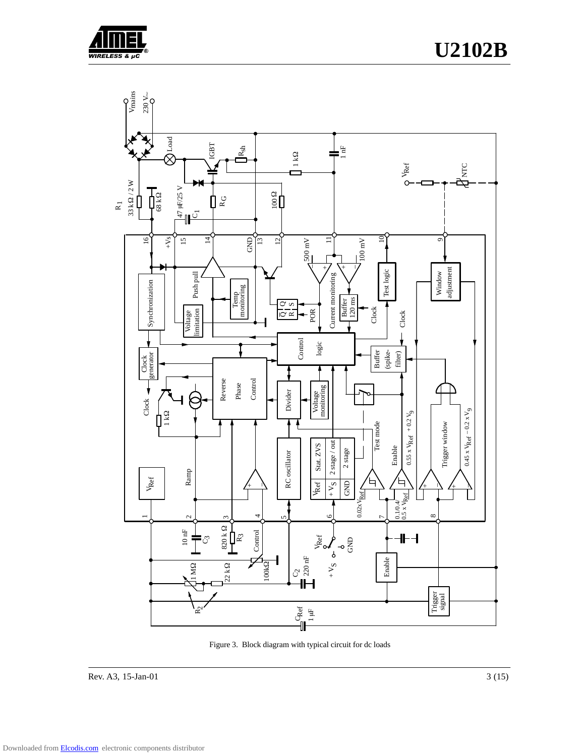Figure 3. Block diagram with typical circuit for dc loads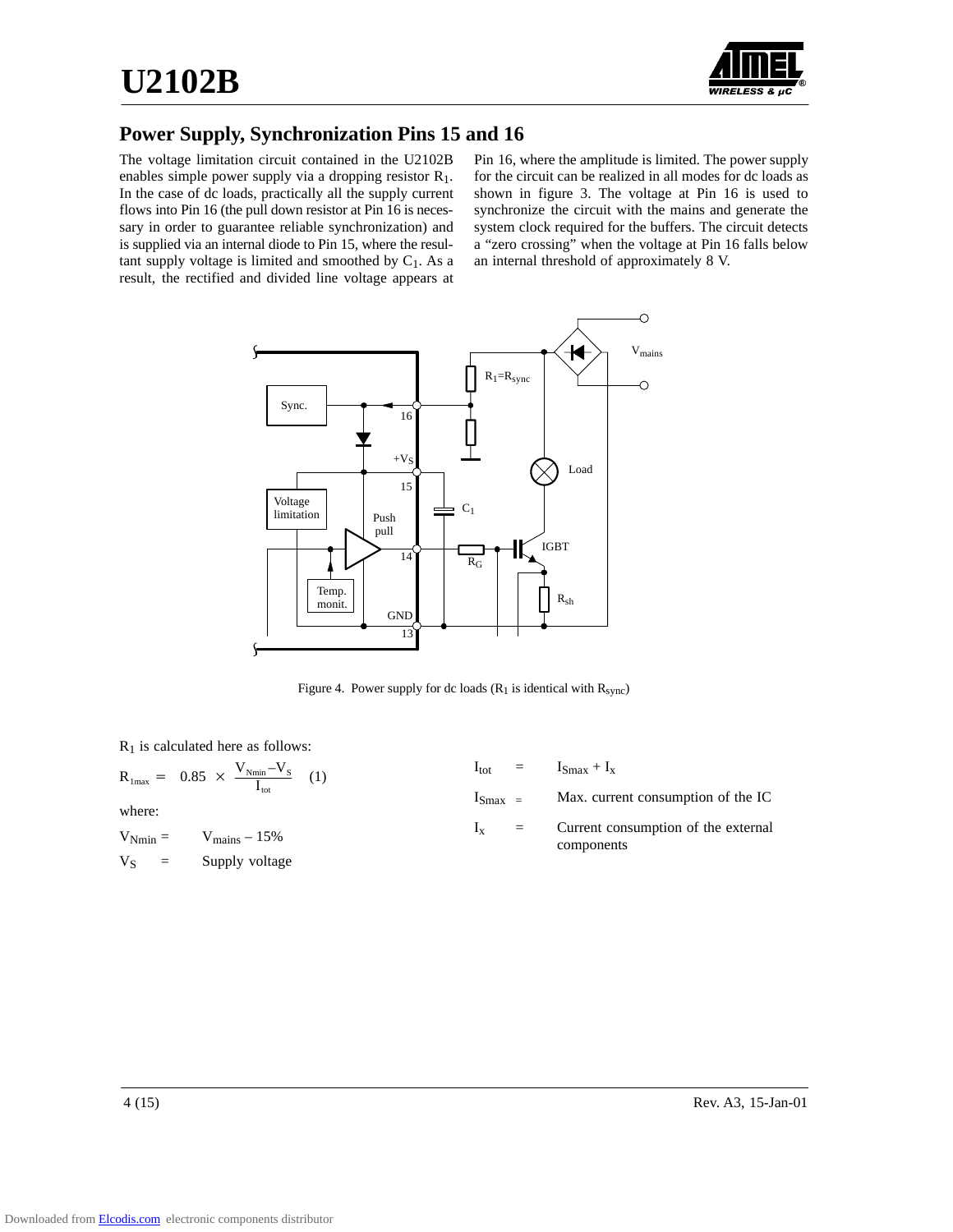## Power Supply, Synchronization Pins 15 and 16

The voltage limitation circuit contained in the U2102B enables simple power supply via a dropping resistor $R_1$. In the case of dc loads, practically all the supply current flows into Pin 16 (the pull down resistor at Pin 16 is necessary in order to guarantee reliable synchronization) and is supplied via an internal diode to Pin 15, where the resultant supply voltage is limited and smoothed by $C_1$. As a result, the rectified and divided line voltage appears at Pin 16, where the amplitude is limited. The power supply for the circuit can be realized in all modes for dc loads as shown in figure 3. The voltage at Pin 16 is used to synchronize the circuit with the mains and generate the system clock required for the buffers. The circuit detects a "zero crossing" when the voltage at Pin 16 falls below an internal threshold of approximately 8 V.

Figure 4. Power supply for dc loads ($R_1$ is identical with $R_{sync}$)

$R_1$ is calculated here as follows:

$$R_{1max} = 0.85 \times \frac{V_{Nmin} - V_S}{I_{tot}} \quad (1)$$

where:

$V_{Nmin}$ = $V_{mains}$ – 15%

$V_S$ = Supply voltage

$I_{tot}$ = $I_{Smax} + I_x$

$I_{Smax}$ = Max. current consumption of the IC

$I_x$ = Current consumption of the external components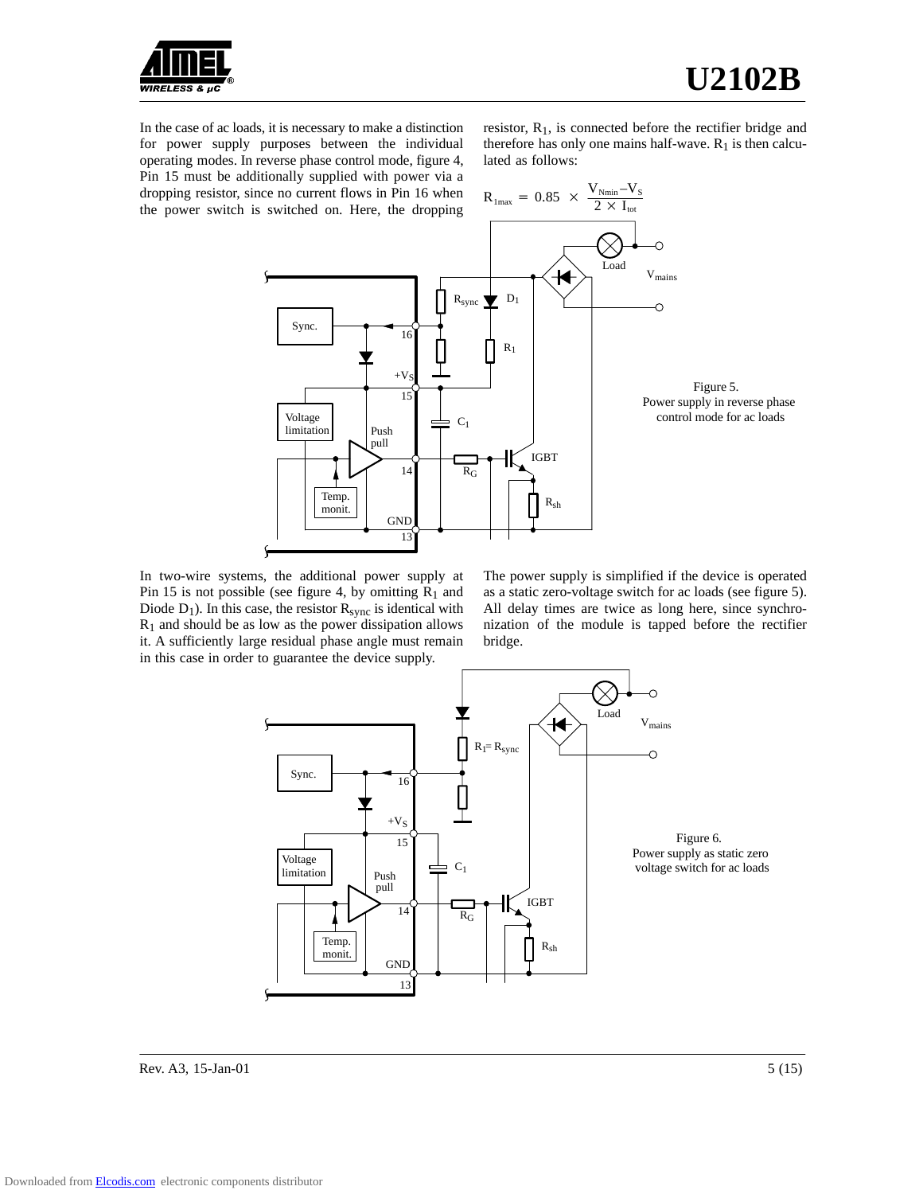In the case of ac loads, it is necessary to make a distinction for power supply purposes between the individual operating modes. In reverse phase control mode, figure 4, Pin 15 must be additionally supplied with power via a dropping resistor, since no current flows in Pin 16 when the power switch is switched on. Here, the dropping resistor, $R_1$, is connected before the rectifier bridge and therefore has only one mains half-wave. $R_1$ is then calculated as follows:

$$R_{1max} = 0.85 \times \frac{V_{Nmin} - V_S}{2 \times I_{tot}}$$

Figure 5. Power supply in reverse phase control mode for ac loads

In two-wire systems, the additional power supply at Pin 15 is not possible (see figure 4, by omitting $R_1$ and Diode $D_1$). In this case, the resistor $R_{sync}$ is identical with $R_1$ and should be as low as the power dissipation allows it. A sufficiently large residual phase angle must remain in this case in order to guarantee the device supply.

The power supply is simplified if the device is operated as a static zero-voltage switch for ac loads (see figure 5). All delay times are twice as long here, since synchronization of the module is tapped before the rectifier bridge.

Figure 6. Power supply as static zero voltage switch for ac loads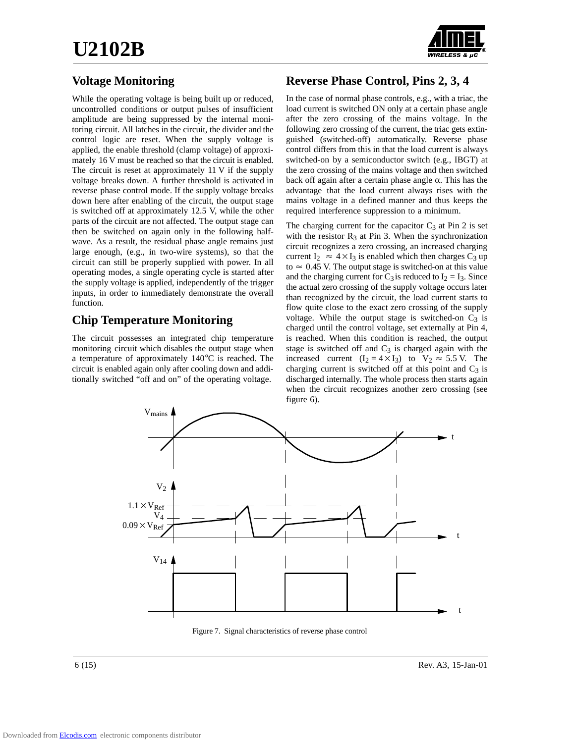## Voltage Monitoring

While the operating voltage is being built up or reduced, uncontrolled conditions or output pulses of insufficient amplitude are being suppressed by the internal monitoring circuit. All latches in the circuit, the divider and the control logic are reset. When the supply voltage is applied, the enable threshold (clamp voltage) of approximately 16 V must be reached so that the circuit is enabled. The circuit is reset at approximately 11 V if the supply voltage breaks down. A further threshold is activated in reverse phase control mode. If the supply voltage breaks down here after enabling of the circuit, the output stage is switched off at approximately 12.5 V, while the other parts of the circuit are not affected. The output stage can then be switched on again only in the following halfwave. As a result, the residual phase angle remains just large enough, (e.g., in two-wire systems), so that the circuit can still be properly supplied with power. In all operating modes, a single operating cycle is started after the supply voltage is applied, independently of the trigger inputs, in order to immediately demonstrate the overall function.

## Chip Temperature Monitoring

The circuit possesses an integrated chip temperature monitoring circuit which disables the output stage when a temperature of approximately 140°C is reached. The circuit is enabled again only after cooling down and additionally switched "off and on" of the operating voltage.

## Reverse Phase Control, Pins 2, 3, 4

In the case of normal phase controls, e.g., with a triac, the load current is switched ON only at a certain phase angle after the zero crossing of the mains voltage. In the following zero crossing of the current, the triac gets extinguished (switched-off) automatically. Reverse phase control differs from this in that the load current is always switched-on by a semiconductor switch (e.g., IBGT) at the zero crossing of the mains voltage and then switched back off again after a certain phase angle $\alpha$. This has the advantage that the load current always rises with the mains voltage in a defined manner and thus keeps the required interference suppression to a minimum.

The charging current for the capacitor $C_3$ at Pin 2 is set with the resistor $R_3$ at Pin 3. When the synchronization circuit recognizes a zero crossing, an increased charging current $I_2 \approx 4 \times I_3$ is enabled which then charges $C_3$ up to $\approx$ 0.45 V. The output stage is switched-on at this value and the charging current for $C_3$ is reduced to $I_2 = I_3$. Since the actual zero crossing of the supply voltage occurs later than recognized by the circuit, the load current starts to flow quite close to the exact zero crossing of the supply voltage. While the output stage is switched-on $C_3$ is charged until the control voltage, set externally at Pin 4, is reached. When this condition is reached, the output stage is switched off and $C_3$ is charged again with the increased current ($I_2 = 4 \times I_3$) to $V_2 \approx 5.5$ V. The charging current is switched off at this point and $C_3$ is discharged internally. The whole process then starts again when the circuit recognizes another zero crossing (see figure 6).

Figure 7. Signal characteristics of reverse phase control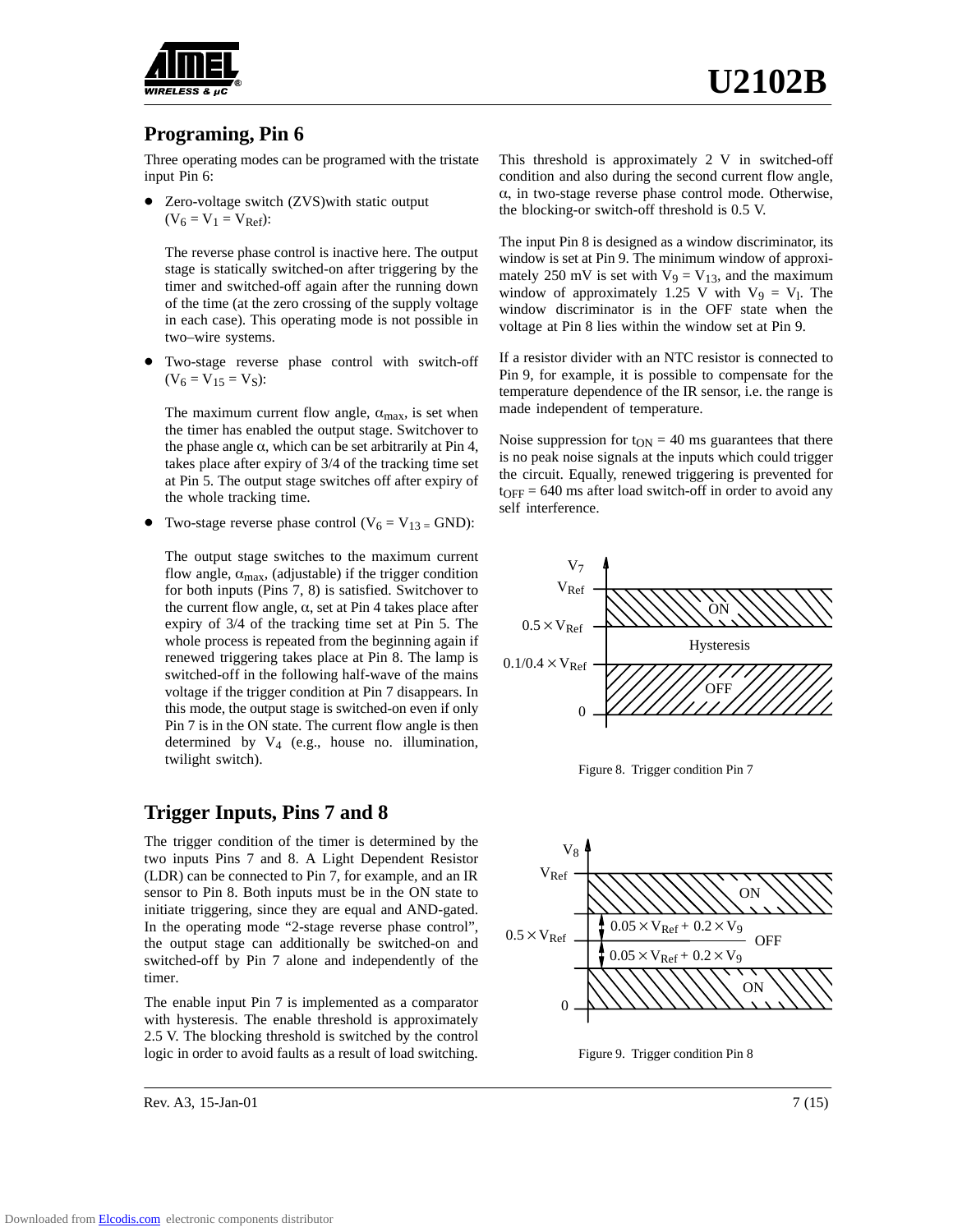## Programing, Pin 6

Three operating modes can be programed with the tristate input Pin 6:

- Zero-voltage switch (ZVS)with static output ($V_6 = V_1 = V_{Ref}$):

  The reverse phase control is inactive here. The output stage is statically switched-on after triggering by the timer and switched-off again after the running down of the time (at the zero crossing of the supply voltage in each case). This operating mode is not possible in two–wire systems.

- Two-stage reverse phase control with switch-off ($V_6 = V_{15} = V_S$):

  The maximum current flow angle, $\alpha_{max}$, is set when the timer has enabled the output stage. Switchover to the phase angle $\alpha$, which can be set arbitrarily at Pin 4, takes place after expiry of 3/4 of the tracking time set at Pin 5. The output stage switches off after expiry of the whole tracking time.

- Two-stage reverse phase control ($V_6 = V_{13} =$ GND):

  The output stage switches to the maximum current flow angle, $\alpha_{max}$, (adjustable) if the trigger condition for both inputs (Pins 7, 8) is satisfied. Switchover to the current flow angle, $\alpha$, set at Pin 4 takes place after expiry of 3/4 of the tracking time set at Pin 5. The whole process is repeated from the beginning again if renewed triggering takes place at Pin 8. The lamp is switched-off in the following half-wave of the mains voltage if the trigger condition at Pin 7 disappears. In this mode, the output stage is switched-on even if only Pin 7 is in the ON state. The current flow angle is then determined by $V_4$ (e.g., house no. illumination, twilight switch).

## Trigger Inputs, Pins 7 and 8

The trigger condition of the timer is determined by the two inputs Pins 7 and 8. A Light Dependent Resistor (LDR) can be connected to Pin 7, for example, and an IR sensor to Pin 8. Both inputs must be in the ON state to initiate triggering, since they are equal and AND-gated. In the operating mode "2-stage reverse phase control", the output stage can additionally be switched-on and switched-off by Pin 7 alone and independently of the timer.

The enable input Pin 7 is implemented as a comparator with hysteresis. The enable threshold is approximately 2.5 V. The blocking threshold is switched by the control logic in order to avoid faults as a result of load switching. This threshold is approximately 2 V in switched-off condition and also during the second current flow angle, $\alpha$, in two-stage reverse phase control mode. Otherwise, the blocking-or switch-off threshold is 0.5 V.

The input Pin 8 is designed as a window discriminator, its window is set at Pin 9. The minimum window of approximately 250 mV is set with $V_9 = V_{13}$, and the maximum window of approximately 1.25 V with $V_9 = V_l$. The window discriminator is in the OFF state when the voltage at Pin 8 lies within the window set at Pin 9.

If a resistor divider with an NTC resistor is connected to Pin 9, for example, it is possible to compensate for the temperature dependence of the IR sensor, i.e. the range is made independent of temperature.

Noise suppression for $t_{ON}$ = 40 ms guarantees that there is no peak noise signals at the inputs which could trigger the circuit. Equally, renewed triggering is prevented for $t_{OFF}$ = 640 ms after load switch-off in order to avoid any self interference.

Figure 8. Trigger condition Pin 7

Figure 9. Trigger condition Pin 8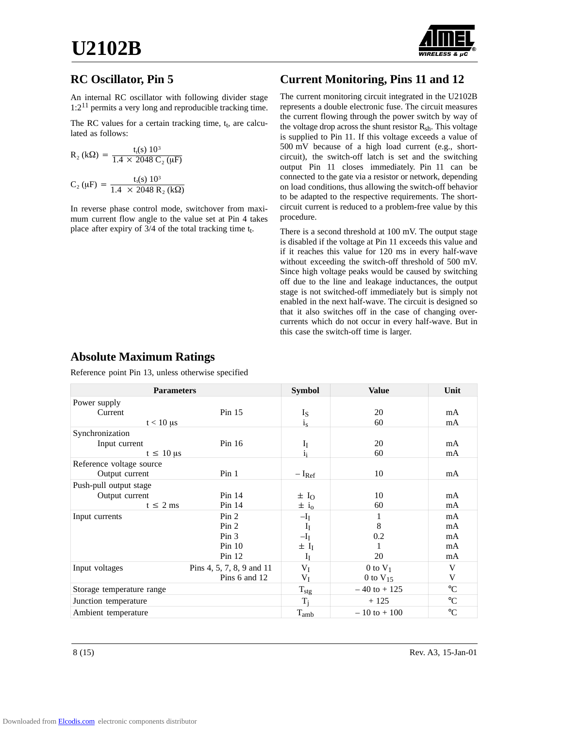## RC Oscillator, Pin 5

An internal RC oscillator with following divider stage $1{:}2^{11}$ permits a very long and reproducible tracking time.

The RC values for a certain tracking time, $t_t$, are calculated as follows:

$$R_2\ (k\Omega) = \frac{t_t(s)\ 10^3}{1.4 \times 2048\ C_2\ (\mu F)}$$

$$C_2\ (\mu F) = \frac{t_t(s)\ 10^3}{1.4 \times 2048\ R_2\ (k\Omega)}$$

In reverse phase control mode, switchover from maximum current flow angle to the value set at Pin 4 takes place after expiry of 3/4 of the total tracking time $t_t$.

## Current Monitoring, Pins 11 and 12

The current monitoring circuit integrated in the U2102B represents a double electronic fuse. The circuit measures the current flowing through the power switch by way of the voltage drop across the shunt resistor $R_{sh}$. This voltage is supplied to Pin 11. If this voltage exceeds a value of 500 mV because of a high load current (e.g., short-circuit), the switch-off latch is set and the switching output Pin 11 closes immediately. Pin 11 can be connected to the gate via a resistor or network, depending on load conditions, thus allowing the switch-off behavior to be adapted to the respective requirements. The short-circuit current is reduced to a problem-free value by this procedure.

There is a second threshold at 100 mV. The output stage is disabled if the voltage at Pin 11 exceeds this value and if it reaches this value for 120 ms in every half-wave without exceeding the switch-off threshold of 500 mV. Since high voltage peaks would be caused by switching off due to the line and leakage inductances, the output stage is not switched-off immediately but is simply not enabled in the next half-wave. The circuit is designed so that it also switches off in the case of changing overcurrents which do not occur in every half-wave. But in this case the switch-off time is larger.

## Absolute Maximum Ratings

Reference point Pin 13, unless otherwise specified

| Parameters | | Symbol | Value | Unit |
|---|---|---|---|---|
| Power supply | | | | |
| Current | Pin 15 | $I_S$ | 20 | mA |
| t < 10 µs | | $i_s$ | 60 | mA |
| Synchronization | | | | |
| Input current | Pin 16 | $I_I$ | 20 | mA |
| t ≤ 10 µs | | $i_i$ | 60 | mA |
| Reference voltage source | | | | |
| Output current | Pin 1 | $-I_{Ref}$ | 10 | mA |
| Push-pull output stage | | | | |
| Output current | Pin 14 | $\pm I_O$ | 10 | mA |
| t ≤ 2 ms | Pin 14 | $\pm i_o$ | 60 | mA |
| Input currents | Pin 2 | $-I_I$ | 1 | mA |
| | Pin 2 | $I_I$ | 8 | mA |
| | Pin 3 | $-I_I$ | 0.2 | mA |
| | Pin 10 | $\pm I_I$ | 1 | mA |
| | Pin 12 | $I_I$ | 20 | mA |
| Input voltages | Pins 4, 5, 7, 8, 9 and 11 | $V_I$ | 0 to $V_1$ | V |
| | Pins 6 and 12 | $V_I$ | 0 to $V_{15}$ | V |
| Storage temperature range | | $T_{stg}$ | – 40 to + 125 | °C |
| Junction temperature | | $T_j$ | + 125 | °C |
| Ambient temperature | | $T_{amb}$ | – 10 to + 100 | °C |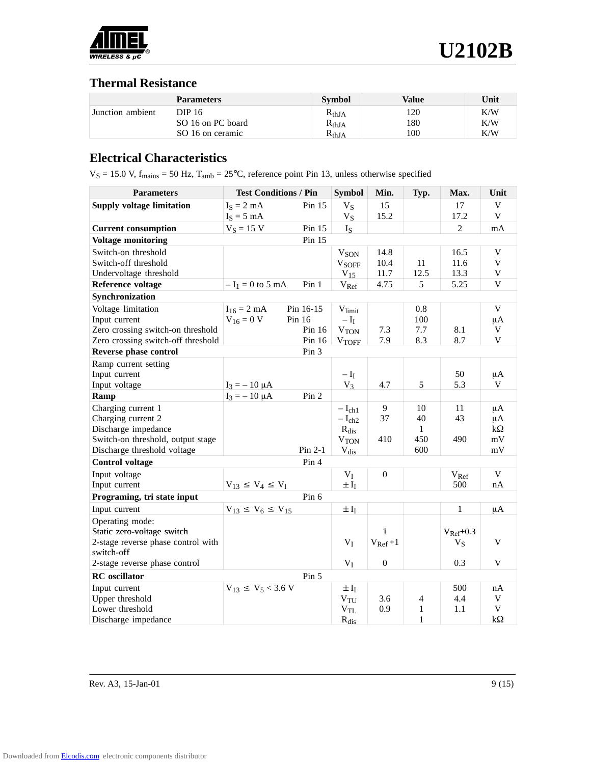## Thermal Resistance

| Parameters | | Symbol | Value | Unit |
|---|---|---|---|---|
| Junction ambient | DIP 16 | $R_{thJA}$ | 120 | K/W |
| | SO 16 on PC board | $R_{thJA}$ | 180 | K/W |
| | SO 16 on ceramic | $R_{thJA}$ | 100 | K/W |

## Electrical Characteristics

$V_S$ = 15.0 V, $f_{mains}$ = 50 Hz, $T_{amb}$ = 25°C, reference point Pin 13, unless otherwise specified

| Parameters | Test Conditions / Pin | Symbol | Min. | Typ. | Max. | Unit |
|---|---|---|---|---|---|---|
| **Supply voltage limitation** | $I_S$ = 2 mA Pin 15 | $V_S$ | 15 | | 17 | V |
| | $I_S$ = 5 mA | $V_S$ | 15.2 | | 17.2 | V |
| **Current consumption** | $V_S$ = 15 V Pin 15 | $I_S$ | | | 2 | mA |
| **Voltage monitoring** | Pin 15 | | | | | |
| Switch-on threshold | | $V_{SON}$ | 14.8 | | 16.5 | V |
| Switch-off threshold | | $V_{SOFF}$ | 10.4 | 11 | 11.6 | V |
| Undervoltage threshold | | $V_{15}$ | 11.7 | 12.5 | 13.3 | V |
| **Reference voltage** | $-I_1$ = 0 to 5 mA Pin 1 | $V_{Ref}$ | 4.75 | 5 | 5.25 | V |
| **Synchronization** | | | | | | |
| Voltage limitation | $I_{16}$ = 2 mA Pin 16-15 | $V_{limit}$ | | 0.8 | | V |
| Input current | $V_{16}$ = 0 V Pin 16 | $-I_I$ | | 100 | | μA |
| Zero crossing switch-on threshold | Pin 16 | $V_{TON}$ | 7.3 | 7.7 | 8.1 | V |
| Zero crossing switch-off threshold | Pin 16 | $V_{TOFF}$ | 7.9 | 8.3 | 8.7 | V |
| **Reverse phase control** | Pin 3 | | | | | |
| Ramp current setting | | | | | | |
| Input current | | $-I_I$ | | | 50 | μA |
| Input voltage | $I_3 = -10$ μA | $V_3$ | 4.7 | 5 | 5.3 | V |
| **Ramp** | $I_3 = -10$ μA Pin 2 | | | | | |
| Charging current 1 | | $-I_{ch1}$ | 9 | 10 | 11 | μA |
| Charging current 2 | | $-I_{ch2}$ | 37 | 40 | 43 | μA |
| Discharge impedance | | $R_{dis}$ | | 1 | | kΩ |
| Switch-on threshold, output stage | | $V_{TON}$ | 410 | 450 | 490 | mV |
| Discharge threshold voltage | Pin 2-1 | $V_{dis}$ | | 600 | | mV |
| **Control voltage** | Pin 4 | | | | | |
| Input voltage | | $V_I$ | 0 | | $V_{Ref}$ | V |
| Input current | $V_{13} \leq V_4 \leq V_I$ | $\pm I_I$ | | | 500 | nA |
| **Programing, tri state input** | Pin 6 | | | | | |
| Input current | $V_{13} \leq V_6 \leq V_{15}$ | $\pm I_I$ | | | 1 | μA |
| Operating mode: | | | | | | |
| Static zero-voltage switch | | | 1 | | $V_{Ref}$+0.3 | |
| 2-stage reverse phase control with switch-off | | $V_I$ | $V_{Ref}$ +1 | | $V_S$ | V |
| 2-stage reverse phase control | | $V_I$ | 0 | | 0.3 | V |
| **RC oscillator** | Pin 5 | | | | | |
| Input current | $V_{13} \leq V_5 < 3.6$ V | $\pm I_I$ | | | 500 | nA |
| Upper threshold | | $V_{TU}$ | 3.6 | 4 | 4.4 | V |
| Lower threshold | | $V_{TL}$ | 0.9 | 1 | 1.1 | V |
| Discharge impedance | | $R_{dis}$ | | 1 | | kΩ |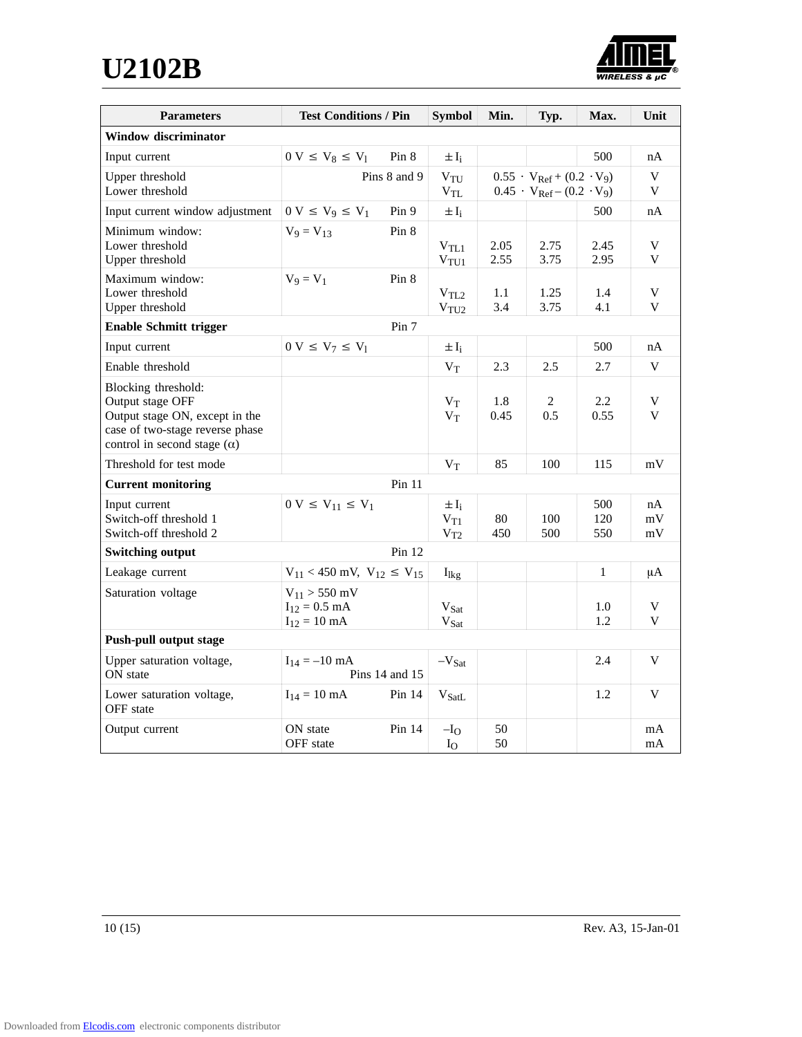| Parameters | Test Conditions / Pin | Symbol | Min. | Typ. | Max. | Unit |
|---|---|---|---|---|---|---|
| **Window discriminator** | | | | | | |
| Input current | $0\ V \leq V_8 \leq V_l$ Pin 8 | $\pm I_i$ | | | 500 | nA |
| Upper threshold<br>Lower threshold | Pins 8 and 9 | $V_{TU}$<br>$V_{TL}$ | $0.55 \cdot V_{Ref} + (0.2 \cdot V_9)$<br>$0.45 \cdot V_{Ref} - (0.2 \cdot V_9)$ | | | V<br>V |
| Input current window adjustment | $0\ V \leq V_9 \leq V_1$ Pin 9 | $\pm I_i$ | | | 500 | nA |
| Minimum window:<br>Lower threshold<br>Upper threshold | $V_9 = V_{13}$ Pin 8 | $V_{TL1}$<br>$V_{TU1}$ | 2.05<br>2.55 | 2.75<br>3.75 | 2.45<br>2.95 | V<br>V |
| Maximum window:<br>Lower threshold<br>Upper threshold | $V_9 = V_1$ Pin 8 | $V_{TL2}$<br>$V_{TU2}$ | 1.1<br>3.4 | 1.25<br>3.75 | 1.4<br>4.1 | V<br>V |
| **Enable Schmitt trigger** | Pin 7 | | | | | |
| Input current | $0\ V \leq V_7 \leq V_l$ | $\pm I_i$ | | | 500 | nA |
| Enable threshold | | $V_T$ | 2.3 | 2.5 | 2.7 | V |
| Blocking threshold:<br>Output stage OFF<br>Output stage ON, except in the case of two-stage reverse phase control in second stage (α) | | $V_T$<br>$V_T$ | 1.8<br>0.45 | 2<br>0.5 | 2.2<br>0.55 | V<br>V |
| Threshold for test mode | | $V_T$ | 85 | 100 | 115 | mV |
| **Current monitoring** | Pin 11 | | | | | |
| Input current<br>Switch-off threshold 1<br>Switch-off threshold 2 | $0\ V \leq V_{11} \leq V_1$ | $\pm I_i$<br>$V_{T1}$<br>$V_{T2}$ | <br>80<br>450 | <br>100<br>500 | 500<br>120<br>550 | nA<br>mV<br>mV |
| **Switching output** | Pin 12 | | | | | |
| Leakage current | $V_{11} < 450\ mV$, $V_{12} \leq V_{15}$ | $I_{lkg}$ | | | 1 | µA |
| Saturation voltage | $V_{11} > 550\ mV$<br>$I_{12} = 0.5\ mA$<br>$I_{12} = 10\ mA$ | $V_{Sat}$<br>$V_{Sat}$ | | | 1.0<br>1.2 | V<br>V |
| **Push-pull output stage** | | | | | | |
| Upper saturation voltage, ON state | $I_{14} = -10\ mA$ Pins 14 and 15 | $-V_{Sat}$ | | | 2.4 | V |
| Lower saturation voltage, OFF state | $I_{14} = 10\ mA$ Pin 14 | $V_{SatL}$ | | | 1.2 | V |
| Output current | ON state Pin 14<br>OFF state | $-I_O$<br>$I_O$ | 50<br>50 | | | mA<br>mA |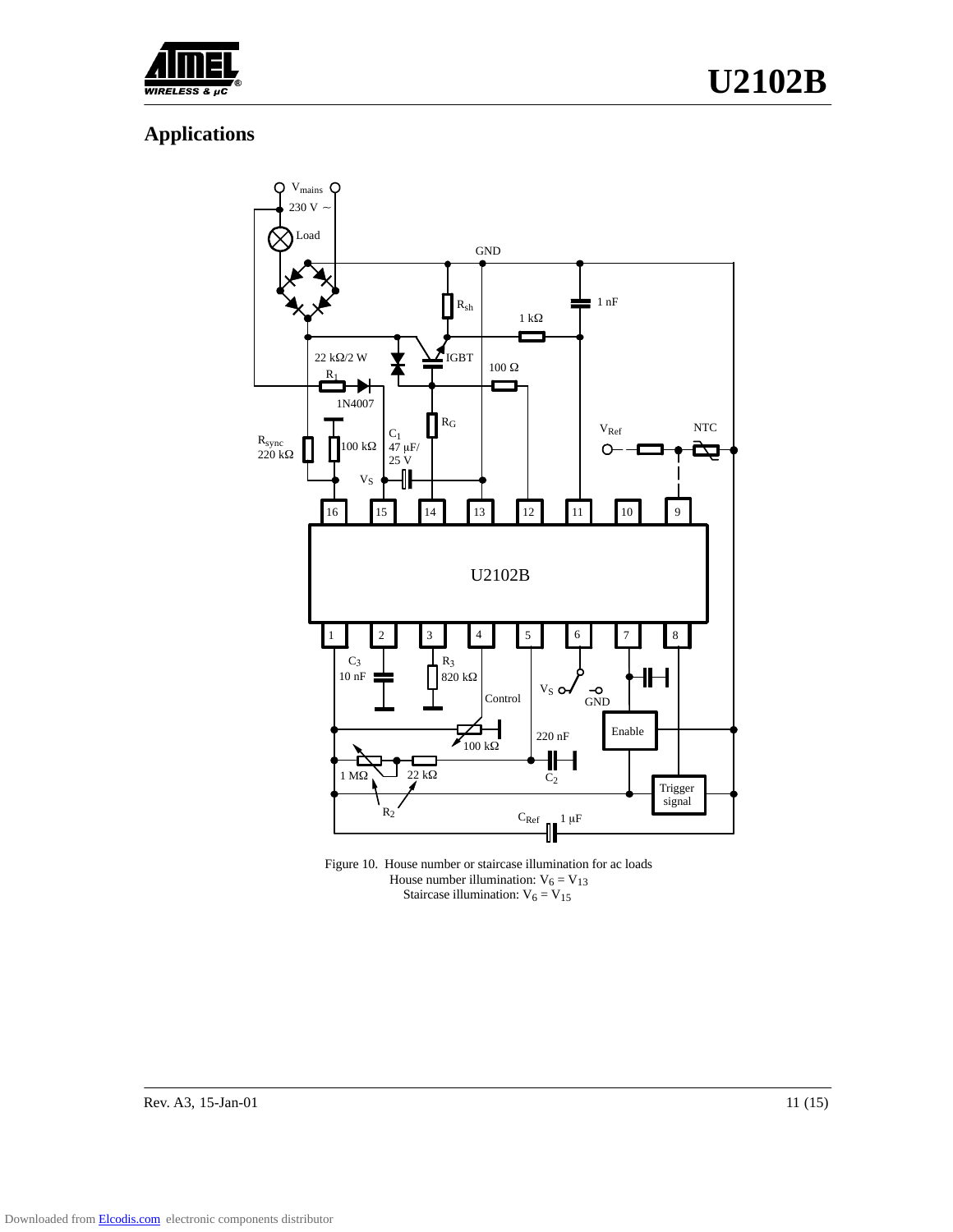## Applications

Figure 10. House number or staircase illumination for ac loads
House number illumination: $V_6 = V_{13}$
Staircase illumination: $V_6 = V_{15}$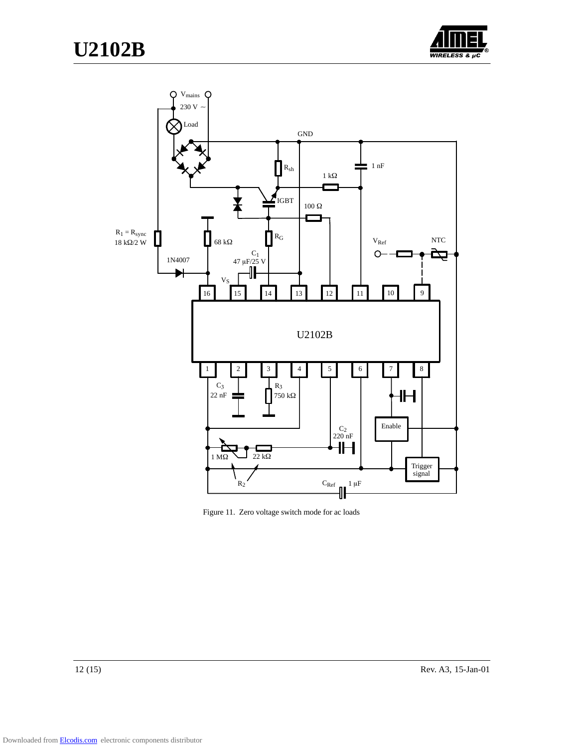Figure 11. Zero voltage switch mode for ac loads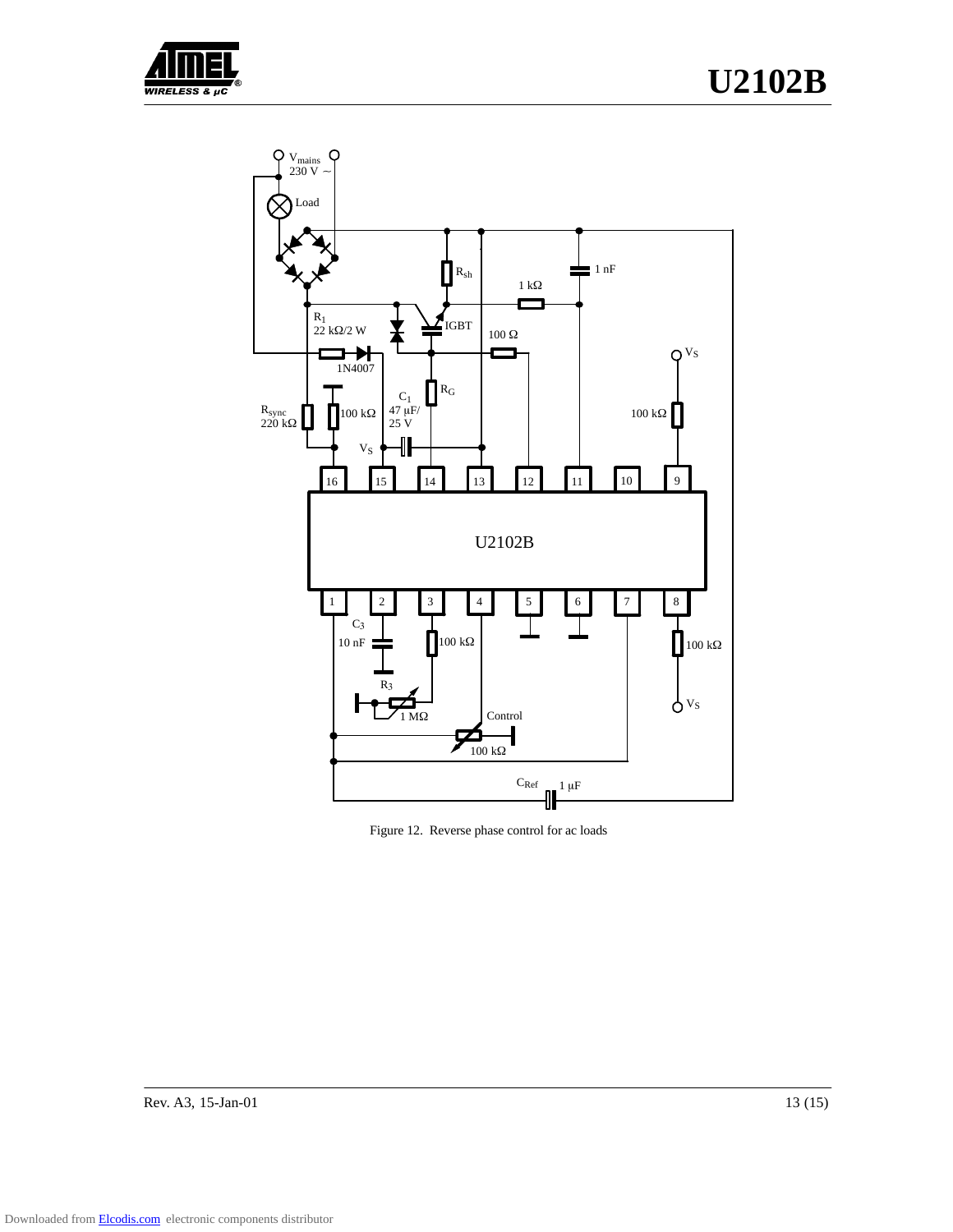Figure 12. Reverse phase control for ac loads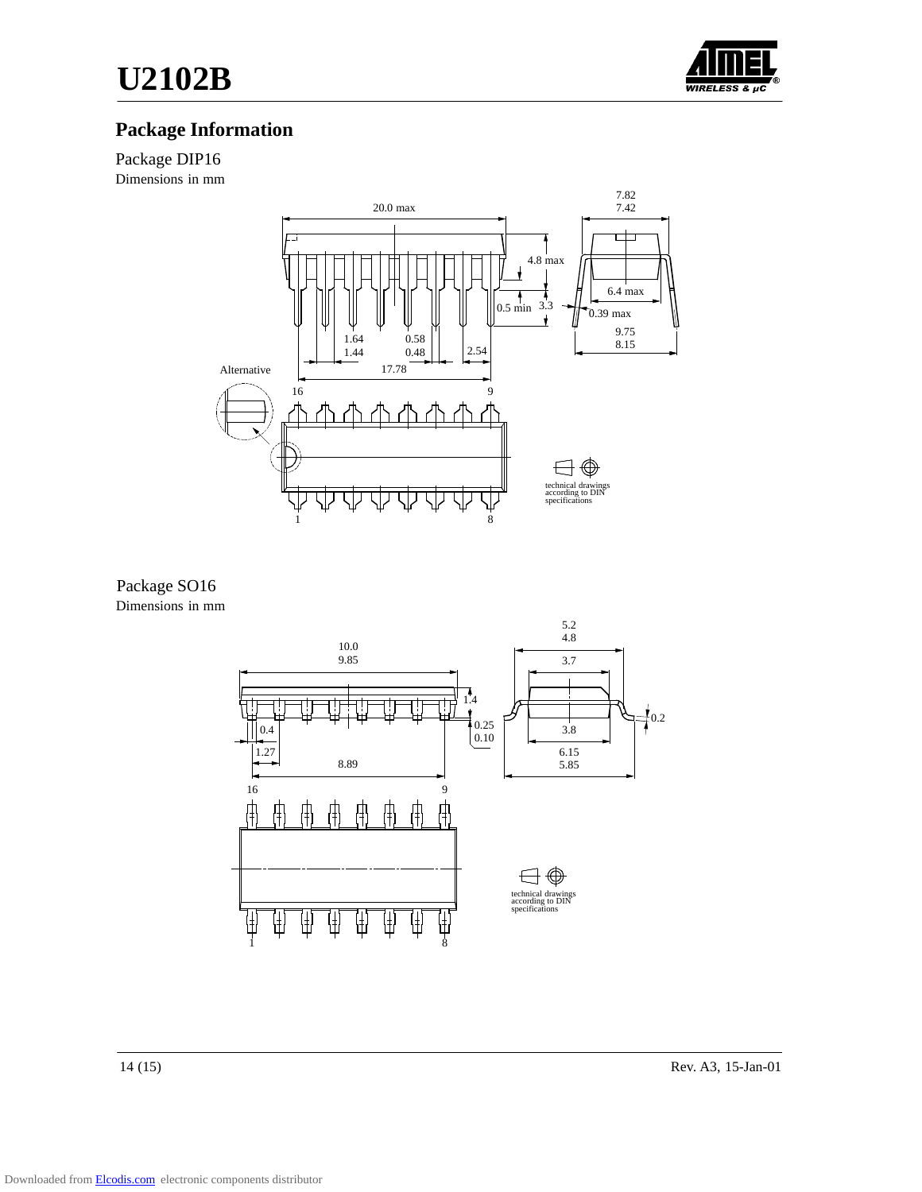## Package Information

Package DIP16

Dimensions in mm

20.0 max

7.82
7.42

4.8 max

6.4 max

0.5 min 3.3

0.39 max

9.75
8.15

1.64
1.44

0.58
0.48

2.54

17.78

Alternative

16 9

1 8

technical drawings according to DIN specifications

Package SO16

Dimensions in mm

10.0
9.85

5.2
4.8

3.7

1.4

0.25
0.10

0.2

0.4

3.8

1.27

6.15
5.85

8.89

16 9

1 8

technical drawings according to DIN specifications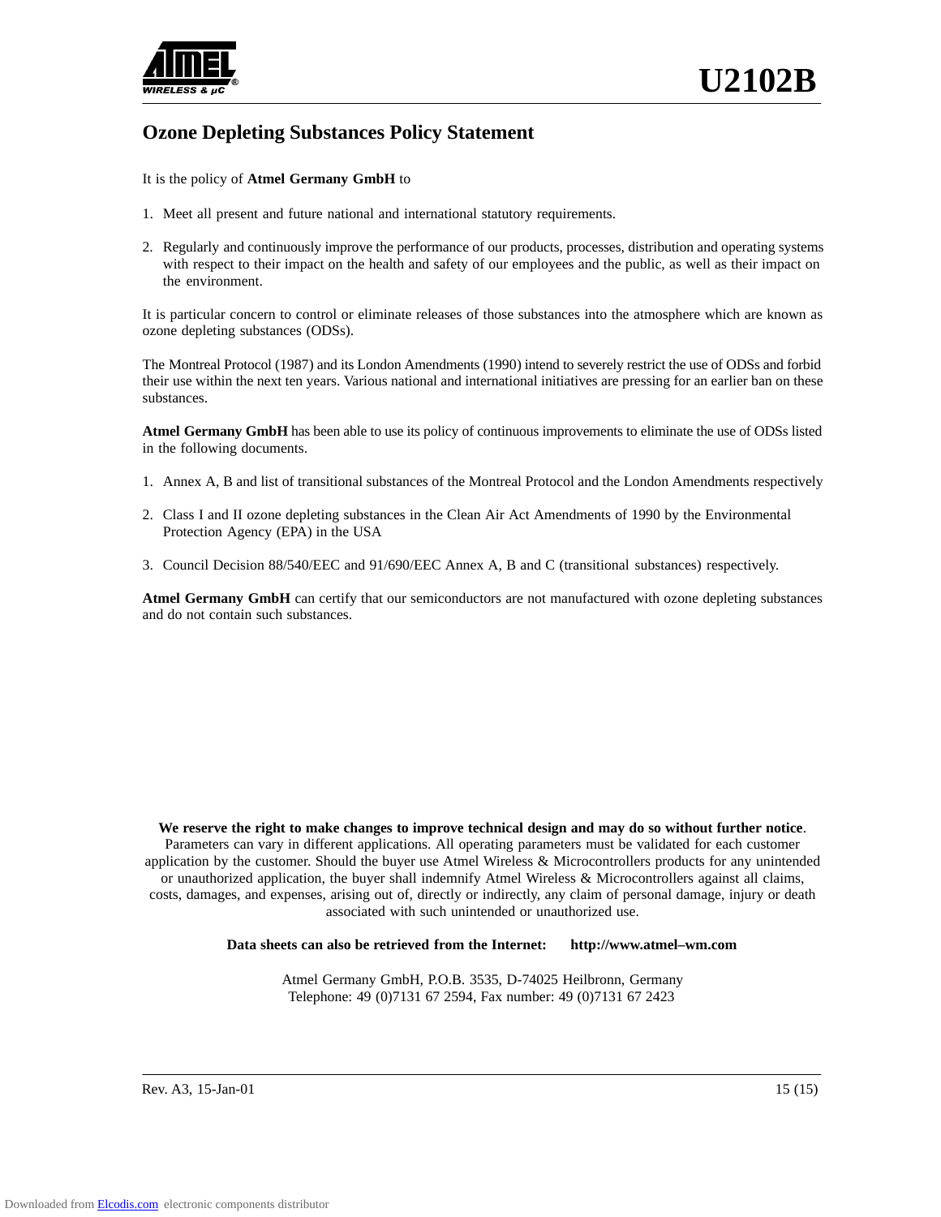## Ozone Depleting Substances Policy Statement

It is the policy of **Atmel Germany GmbH** to

1. Meet all present and future national and international statutory requirements.
2. Regularly and continuously improve the performance of our products, processes, distribution and operating systems with respect to their impact on the health and safety of our employees and the public, as well as their impact on the environment.

It is particular concern to control or eliminate releases of those substances into the atmosphere which are known as ozone depleting substances (ODSs).

The Montreal Protocol (1987) and its London Amendments (1990) intend to severely restrict the use of ODSs and forbid their use within the next ten years. Various national and international initiatives are pressing for an earlier ban on these substances.

**Atmel Germany GmbH** has been able to use its policy of continuous improvements to eliminate the use of ODSs listed in the following documents.

1. Annex A, B and list of transitional substances of the Montreal Protocol and the London Amendments respectively
2. Class I and II ozone depleting substances in the Clean Air Act Amendments of 1990 by the Environmental Protection Agency (EPA) in the USA
3. Council Decision 88/540/EEC and 91/690/EEC Annex A, B and C (transitional substances) respectively.

**Atmel Germany GmbH** can certify that our semiconductors are not manufactured with ozone depleting substances and do not contain such substances.

**We reserve the right to make changes to improve technical design and may do so without further notice**. Parameters can vary in different applications. All operating parameters must be validated for each customer application by the customer. Should the buyer use Atmel Wireless & Microcontrollers products for any unintended or unauthorized application, the buyer shall indemnify Atmel Wireless & Microcontrollers against all claims, costs, damages, and expenses, arising out of, directly or indirectly, any claim of personal damage, injury or death associated with such unintended or unauthorized use.

**Data sheets can also be retrieved from the Internet: http://www.atmel–wm.com**

Atmel Germany GmbH, P.O.B. 3535, D-74025 Heilbronn, Germany
Telephone: 49 (0)7131 67 2594, Fax number: 49 (0)7131 67 2423